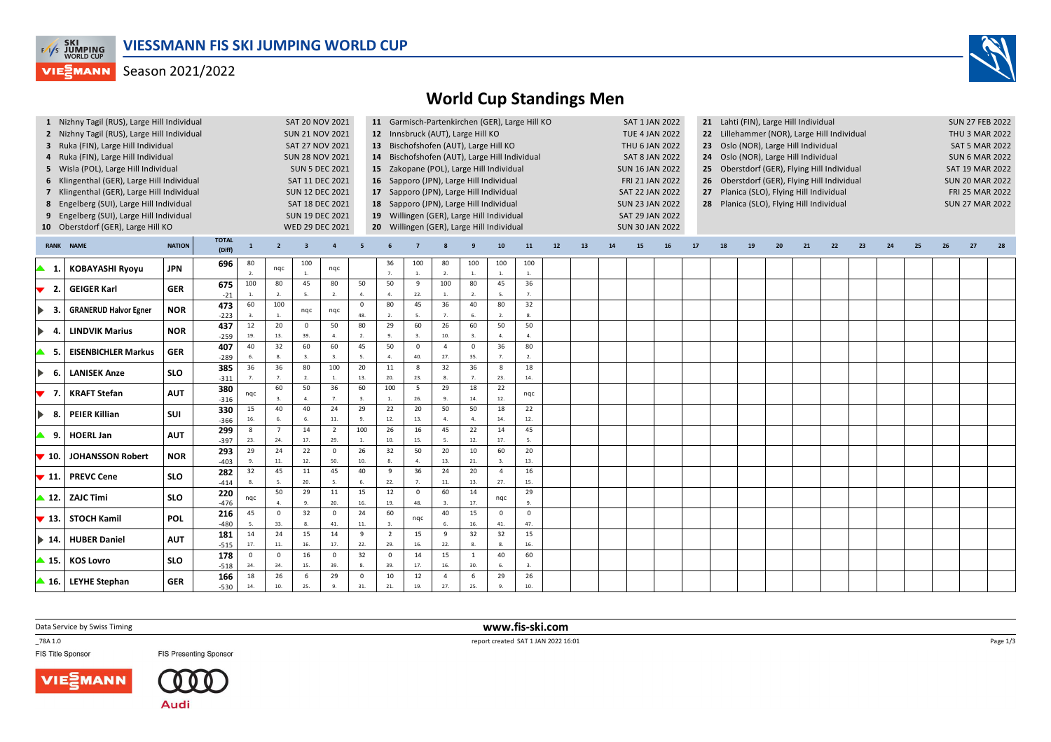# VIESSMANN FIS SKI JUMPING WORLD CUP

Season 2021/2022

## World Cup Standings Men

| # | Competition | Date |
|---|---|---|
| 1 | Nizhny Tagil (RUS), Large Hill Individual | SAT 20 NOV 2021 |
| 2 | Nizhny Tagil (RUS), Large Hill Individual | SUN 21 NOV 2021 |
| 3 | Ruka (FIN), Large Hill Individual | SAT 27 NOV 2021 |
| 4 | Ruka (FIN), Large Hill Individual | SUN 28 NOV 2021 |
| 5 | Wisla (POL), Large Hill Individual | SUN 5 DEC 2021 |
| 6 | Klingenthal (GER), Large Hill Individual | SAT 11 DEC 2021 |
| 7 | Klingenthal (GER), Large Hill Individual | SUN 12 DEC 2021 |
| 8 | Engelberg (SUI), Large Hill Individual | SAT 18 DEC 2021 |
| 9 | Engelberg (SUI), Large Hill Individual | SUN 19 DEC 2021 |
| 10 | Oberstdorf (GER), Large Hill KO | WED 29 DEC 2021 |
| 11 | Garmisch-Partenkirchen (GER), Large Hill KO | SAT 1 JAN 2022 |
| 12 | Innsbruck (AUT), Large Hill KO | TUE 4 JAN 2022 |
| 13 | Bischofshofen (AUT), Large Hill KO | THU 6 JAN 2022 |
| 14 | Bischofshofen (AUT), Large Hill Individual | SAT 8 JAN 2022 |
| 15 | Zakopane (POL), Large Hill Individual | SUN 16 JAN 2022 |
| 16 | Sapporo (JPN), Large Hill Individual | FRI 21 JAN 2022 |
| 17 | Sapporo (JPN), Large Hill Individual | SAT 22 JAN 2022 |
| 18 | Sapporo (JPN), Large Hill Individual | SUN 23 JAN 2022 |
| 19 | Willingen (GER), Large Hill Individual | SAT 29 JAN 2022 |
| 20 | Willingen (GER), Large Hill Individual | SUN 30 JAN 2022 |
| 21 | Lahti (FIN), Large Hill Individual | SUN 27 FEB 2022 |
| 22 | Lillehammer (NOR), Large Hill Individual | THU 3 MAR 2022 |
| 23 | Oslo (NOR), Large Hill Individual | SAT 5 MAR 2022 |
| 24 | Oslo (NOR), Large Hill Individual | SUN 6 MAR 2022 |
| 25 | Oberstdorf (GER), Flying Hill Individual | SAT 19 MAR 2022 |
| 26 | Oberstdorf (GER), Flying Hill Individual | SUN 20 MAR 2022 |
| 27 | Planica (SLO), Flying Hill Individual | FRI 25 MAR 2022 |
| 28 | Planica (SLO), Flying Hill Individual | SUN 27 MAR 2022 |

| RANK | NAME | NATION | TOTAL (Diff) | 1 | 2 | 3 | 4 | 5 | 6 | 7 | 8 | 9 | 10 | 11 | 12 | 13 | 14 | 15 | 16 | 17 | 18 | 19 | 20 | 21 | 22 | 23 | 24 | 25 | 26 | 27 | 28 |
|---|---|---|---|---|---|---|---|---|---|---|---|---|---|---|---|---|---|---|---|---|---|---|---|---|---|---|---|---|---|---|---|
| ▲ 1. | KOBAYASHI Ryoyu | JPN | 696 | 80 2. | nqc | 100 1. | nqc | | 36 7. | 100 1. | 80 2. | 100 1. | 100 1. | 100 1. | | | | | | | | | | | | | | | | | |
| ▼ 2. | GEIGER Karl | GER | 675 -21 | 100 1. | 80 2. | 45 5. | 80 2. | 50 4. | 50 4. | 9 22. | 100 1. | 80 2. | 45 5. | 36 7. | | | | | | | | | | | | | | | | | |
| ▶ 3. | GRANERUD Halvor Egner | NOR | 473 -223 | 60 3. | 100 1. | nqc | nqc | 0 48. | 80 2. | 45 5. | 36 7. | 40 6. | 80 2. | 32 8. | | | | | | | | | | | | | | | | | |
| ▶ 4. | LINDVIK Marius | NOR | 437 -259 | 12 19. | 20 13. | 0 39. | 50 4. | 80 2. | 29 9. | 60 3. | 26 10. | 60 3. | 50 4. | 50 4. | | | | | | | | | | | | | | | | | |
| ▲ 5. | EISENBICHLER Markus | GER | 407 -289 | 40 6. | 32 8. | 60 3. | 60 3. | 45 5. | 50 4. | 0 40. | 4 27. | 0 35. | 36 7. | 80 2. | | | | | | | | | | | | | | | | | |
| ▶ 6. | LANISEK Anze | SLO | 385 -311 | 36 7. | 36 7. | 80 2. | 100 1. | 20 13. | 11 20. | 8 23. | 32 8. | 36 7. | 8 23. | 18 14. | | | | | | | | | | | | | | | | | |
| ▼ 7. | KRAFT Stefan | AUT | 380 -316 | nqc | 60 3. | 50 4. | 36 7. | 60 3. | 100 1. | 5 26. | 29 9. | 18 14. | 22 12. | nqc | | | | | | | | | | | | | | | | | |
| ▶ 8. | PEIER Killian | SUI | 330 -366 | 15 16. | 40 6. | 40 6. | 24 11. | 29 9. | 22 12. | 20 13. | 50 4. | 50 4. | 18 14. | 22 12. | | | | | | | | | | | | | | | | | |
| ▲ 9. | HOERL Jan | AUT | 299 -397 | 8 23. | 7 24. | 14 17. | 2 29. | 100 1. | 26 10. | 16 15. | 45 5. | 22 12. | 14 17. | 45 5. | | | | | | | | | | | | | | | | | |
| ▼ 10. | JOHANSSON Robert | NOR | 293 -403 | 29 9. | 24 11. | 22 12. | 0 50. | 26 10. | 32 8. | 50 4. | 20 13. | 10 21. | 60 3. | 20 13. | | | | | | | | | | | | | | | | | |
| ▼ 11. | PREVC Cene | SLO | 282 -414 | 32 8. | 45 5. | 11 20. | 45 5. | 40 6. | 9 22. | 36 7. | 24 11. | 20 13. | 4 27. | 16 15. | | | | | | | | | | | | | | | | | |
| ▲ 12. | ZAJC Timi | SLO | 220 -476 | nqc | 50 4. | 29 9. | 11 20. | 15 16. | 12 19. | 0 48. | 60 3. | 14 17. | nqc | 29 9. | | | | | | | | | | | | | | | | | |
| ▼ 13. | STOCH Kamil | POL | 216 -480 | 45 5. | 0 33. | 32 8. | 0 41. | 24 11. | 60 3. | nqc | 40 6. | 15 16. | 0 41. | 0 47. | | | | | | | | | | | | | | | | | |
| ▶ 14. | HUBER Daniel | AUT | 181 -515 | 14 17. | 24 11. | 15 16. | 14 17. | 9 22. | 2 29. | 15 16. | 9 22. | 32 8. | 32 8. | 15 16. | | | | | | | | | | | | | | | | | |
| ▲ 15. | KOS Lovro | SLO | 178 -518 | 0 34. | 0 34. | 16 15. | 0 39. | 32 8. | 0 39. | 14 17. | 15 16. | 1 30. | 40 6. | 60 3. | | | | | | | | | | | | | | | | | |
| ▲ 16. | LEYHE Stephan | GER | 166 -530 | 18 14. | 26 10. | 6 25. | 29 9. | 0 31. | 10 21. | 12 19. | 4 27. | 6 25. | 29 9. | 26 10. | | | | | | | | | | | | | | | | | |

Data Service by Swiss Timing

www.fis-ski.com

_78A 1.0

report created SAT 1 JAN 2022 16:01

FIS Title Sponsor

FIS Presenting Sponsor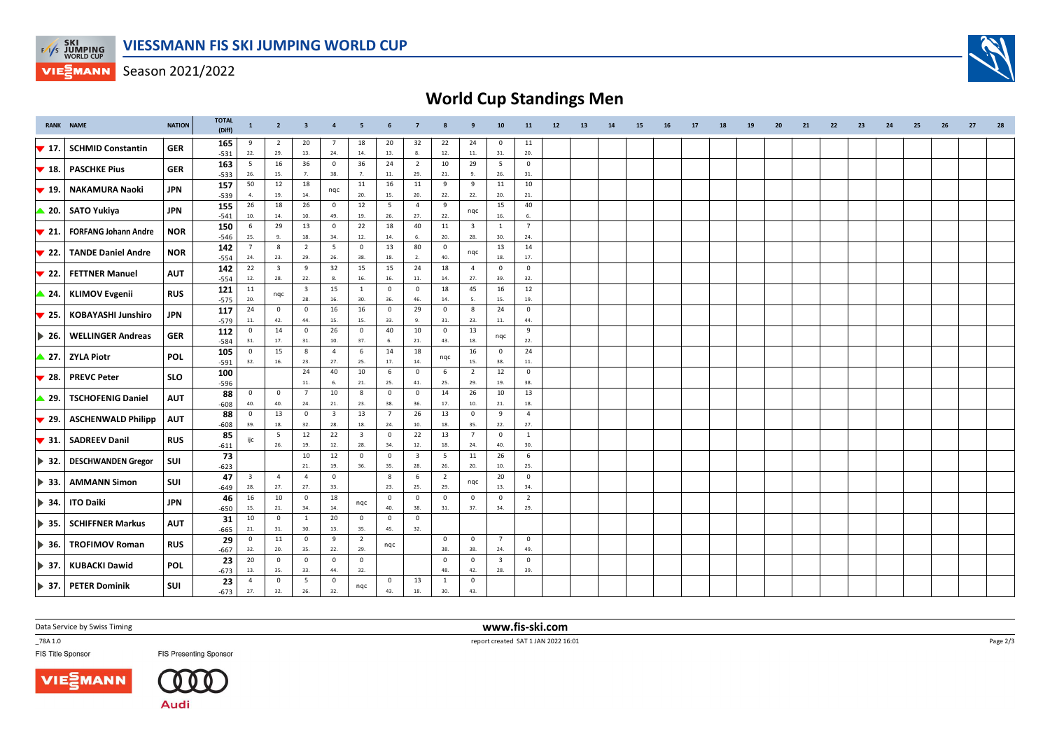# VIESSMANN FIS SKI JUMPING WORLD CUP

Season 2021/2022

## World Cup Standings Men

| RANK | NAME | NATION | TOTAL (Diff) | 1 | 2 | 3 | 4 | 5 | 6 | 7 | 8 | 9 | 10 | 11 | 12 | 13 | 14 | 15 | 16 | 17 | 18 | 19 | 20 | 21 | 22 | 23 | 24 | 25 | 26 | 27 | 28 |
|---|---|---|---|---|---|---|---|---|---|---|---|---|---|---|---|---|---|---|---|---|---|---|---|---|---|---|---|---|---|---|---|
| ▼ 17. | SCHMID Constantin | GER | 165 -531 | 9 22. | 2 29. | 20 13. | 7 24. | 18 14. | 20 13. | 32 8. | 22 12. | 24 11. | 0 31. | 11 20. | | | | | | | | | | | | | | | | | |
| ▼ 18. | PASCHKE Pius | GER | 163 -533 | 5 26. | 16 15. | 36 7. | 0 38. | 36 7. | 24 11. | 2 29. | 10 21. | 29 9. | 5 26. | 0 31. | | | | | | | | | | | | | | | | | |
| ▼ 19. | NAKAMURA Naoki | JPN | 157 -539 | 50 4. | 12 19. | 18 14. | nqc | 11 20. | 16 15. | 11 20. | 9 22. | 9 22. | 11 20. | 10 21. | | | | | | | | | | | | | | | | | |
| ▲ 20. | SATO Yukiya | JPN | 155 -541 | 26 10. | 18 14. | 26 10. | 0 49. | 12 19. | 5 26. | 4 27. | 9 22. | nqc | 15 16. | 40 6. | | | | | | | | | | | | | | | | | |
| ▼ 21. | FORFANG Johann Andre | NOR | 150 -546 | 6 25. | 29 9. | 13 18. | 0 34. | 22 12. | 18 14. | 40 6. | 11 20. | 3 28. | 1 30. | 7 24. | | | | | | | | | | | | | | | | | |
| ▼ 22. | TANDE Daniel Andre | NOR | 142 -554 | 7 24. | 8 23. | 2 29. | 5 26. | 0 38. | 13 18. | 80 2. | 0 40. | nqc | 13 18. | 14 17. | | | | | | | | | | | | | | | | | |
| ▼ 22. | FETTNER Manuel | AUT | 142 -554 | 22 12. | 3 28. | 9 22. | 32 8. | 15 16. | 15 16. | 24 11. | 18 14. | 4 27. | 0 39. | 0 32. | | | | | | | | | | | | | | | | | |
| ▲ 24. | KLIMOV Evgenii | RUS | 121 -575 | 11 20. | nqc | 3 28. | 15 16. | 1 30. | 0 36. | 0 46. | 18 14. | 45 5. | 16 15. | 12 19. | | | | | | | | | | | | | | | | | |
| ▼ 25. | KOBAYASHI Junshiro | JPN | 117 -579 | 24 11. | 0 42. | 0 44. | 16 15. | 16 15. | 0 33. | 29 9. | 0 31. | 8 23. | 24 11. | 0 44. | | | | | | | | | | | | | | | | | |
| ▶ 26. | WELLINGER Andreas | GER | 112 -584 | 0 31. | 14 17. | 0 31. | 26 10. | 0 37. | 40 6. | 10 21. | 0 43. | 13 18. | nqc | 9 22. | | | | | | | | | | | | | | | | | |
| ▲ 27. | ZYLA Piotr | POL | 105 -591 | 0 32. | 15 16. | 8 23. | 4 27. | 6 25. | 14 17. | 18 14. | nqc | 16 15. | 0 38. | 24 11. | | | | | | | | | | | | | | | | | |
| ▼ 28. | PREVC Peter | SLO | 100 -596 | | | 24 11. | 40 6. | 10 21. | 6 25. | 0 41. | 6 25. | 2 29. | 12 19. | 0 38. | | | | | | | | | | | | | | | | | |
| ▲ 29. | TSCHOFENIG Daniel | AUT | 88 -608 | 0 40. | 0 40. | 7 24. | 10 21. | 8 23. | 0 38. | 0 36. | 14 17. | 26 10. | 10 21. | 13 18. | | | | | | | | | | | | | | | | | |
| ▼ 29. | ASCHENWALD Philipp | AUT | 88 -608 | 0 39. | 13 18. | 0 32. | 3 28. | 13 18. | 7 24. | 26 10. | 13 18. | 0 35. | 9 22. | 4 27. | | | | | | | | | | | | | | | | | |
| ▼ 31. | SADREEV Danil | RUS | 85 -611 | ijc | 5 26. | 12 19. | 22 12. | 3 28. | 0 34. | 22 12. | 13 18. | 7 24. | 0 40. | 1 30. | | | | | | | | | | | | | | | | | |
| ▶ 32. | DESCHWANDEN Gregor | SUI | 73 -623 | | | 10 21. | 12 19. | 0 36. | 0 35. | 3 28. | 5 26. | 11 20. | 26 10. | 6 25. | | | | | | | | | | | | | | | | | |
| ▶ 33. | AMMANN Simon | SUI | 47 -649 | 3 28. | 4 27. | 4 27. | 0 33. | | 8 23. | 6 25. | 2 29. | nqc | 20 13. | 0 34. | | | | | | | | | | | | | | | | | |
| ▶ 34. | ITO Daiki | JPN | 46 -650 | 16 15. | 10 21. | 0 34. | 18 14. | nqc | 0 40. | 0 38. | 0 31. | 0 37. | 0 34. | 2 29. | | | | | | | | | | | | | | | | | |
| ▶ 35. | SCHIFFNER Markus | AUT | 31 -665 | 10 21. | 0 31. | 1 30. | 20 13. | 0 35. | 0 45. | 0 32. | | | | | | | | | | | | | | | | | | | | | |
| ▶ 36. | TROFIMOV Roman | RUS | 29 -667 | 0 32. | 11 20. | 0 35. | 9 22. | 2 29. | nqc | | 0 38. | 0 38. | 7 24. | 0 49. | | | | | | | | | | | | | | | | | |
| ▶ 37. | KUBACKI Dawid | POL | 23 -673 | 20 13. | 0 35. | 0 33. | 0 44. | 0 32. | | | 0 48. | 0 42. | 3 28. | 0 39. | | | | | | | | | | | | | | | | | |
| ▶ 37. | PETER Dominik | SUI | 23 -673 | 4 27. | 0 32. | 5 26. | 0 32. | nqc | 0 43. | 13 18. | 1 30. | 0 43. | | | | | | | | | | | | | | | | | | | |

Data Service by Swiss Timing

www.fis-ski.com

_78A 1.0

report created SAT 1 JAN 2022 16:01

FIS Title Sponsor

FIS Presenting Sponsor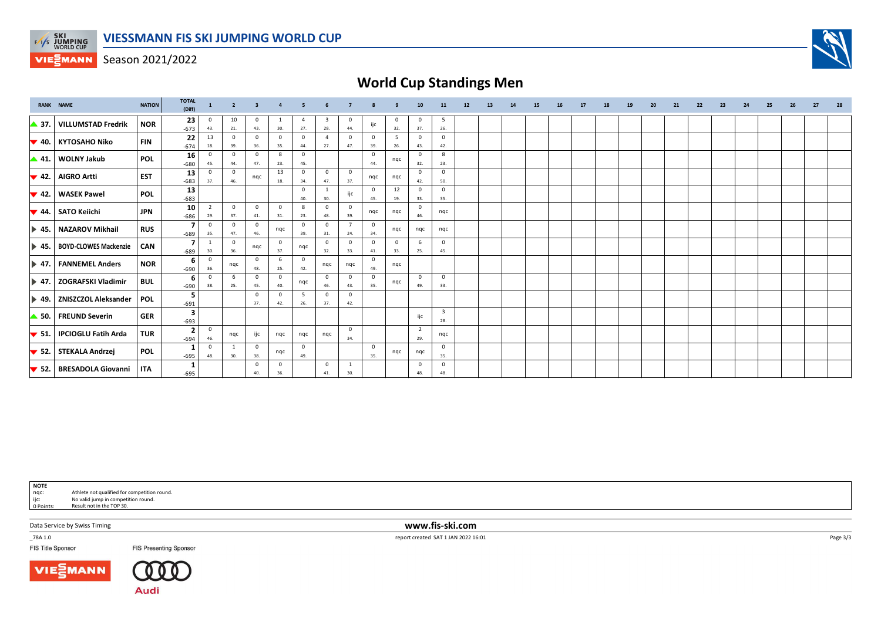# VIESSMANN FIS SKI JUMPING WORLD CUP

Season 2021/2022

## World Cup Standings Men

| RANK | NAME | NATION | TOTAL (Diff) | 1 | 2 | 3 | 4 | 5 | 6 | 7 | 8 | 9 | 10 | 11 | 12 | 13 | 14 | 15 | 16 | 17 | 18 | 19 | 20 | 21 | 22 | 23 | 24 | 25 | 26 | 27 | 28 |
|---|---|---|---|---|---|---|---|---|---|---|---|---|---|---|---|---|---|---|---|---|---|---|---|---|---|---|---|---|---|---|---|
| ▲ 37. | VILLUMSTAD Fredrik | NOR | 23 -673 | 0 43. | 10 21. | 0 43. | 1 30. | 4 27. | 3 28. | 0 44. | ijc | 0 32. | 0 37. | 5 26. | | | | | | | | | | | | | | | | | |
| ▼ 40. | KYTOSAHO Niko | FIN | 22 -674 | 13 18. | 0 39. | 0 36. | 0 35. | 0 44. | 4 27. | 0 47. | 0 39. | 5 26. | 0 43. | 0 42. | | | | | | | | | | | | | | | | | |
| ▲ 41. | WOLNY Jakub | POL | 16 -680 | 0 45. | 0 44. | 0 47. | 8 23. | 0 45. | | | 0 44. | nqc | 0 32. | 8 23. | | | | | | | | | | | | | | | | | |
| ▼ 42. | AIGRO Artti | EST | 13 -683 | 0 37. | 0 46. | nqc | 13 18. | 0 34. | 0 47. | 0 37. | nqc | nqc | 0 42. | 0 50. | | | | | | | | | | | | | | | | | |
| ▼ 42. | WASEK Pawel | POL | 13 -683 | | | | | 0 40. | 1 30. | ijc | 0 45. | 12 19. | 0 33. | 0 35. | | | | | | | | | | | | | | | | | |
| ▼ 44. | SATO Keiichi | JPN | 10 -686 | 2 29. | 0 37. | 0 41. | 0 31. | 8 23. | 0 48. | 0 39. | nqc | nqc | 0 46. | nqc | | | | | | | | | | | | | | | | | |
| ▶ 45. | NAZAROV Mikhail | RUS | 7 -689 | 0 35. | 0 47. | 0 46. | nqc | 0 39. | 0 31. | 7 24. | 0 34. | nqc | nqc | nqc | | | | | | | | | | | | | | | | | |
| ▶ 45. | BOYD-CLOWES Mackenzie | CAN | 7 -689 | 1 30. | 0 36. | nqc | 0 37. | nqc | 0 32. | 0 33. | 0 41. | 0 33. | 6 25. | 0 45. | | | | | | | | | | | | | | | | | |
| ▶ 47. | FANNEMEL Anders | NOR | 6 -690 | 0 36. | nqc | 0 48. | 6 25. | 0 42. | nqc | nqc | 0 49. | nqc | | | | | | | | | | | | | | | | | | | |
| ▶ 47. | ZOGRAFSKI Vladimir | BUL | 6 -690 | 0 38. | 6 25. | 0 45. | 0 40. | nqc | 0 46. | 0 43. | 0 35. | nqc | 0 49. | 0 33. | | | | | | | | | | | | | | | | | |
| ▶ 49. | ZNISZCZOL Aleksander | POL | 5 -691 | | | 0 37. | 0 42. | 5 26. | 0 37. | 0 42. | | | | | | | | | | | | | | | | | | | | | |
| ▲ 50. | FREUND Severin | GER | 3 -693 | | | | | | | | | | ijc | 3 28. | | | | | | | | | | | | | | | | | |
| ▼ 51. | IPCIOGLU Fatih Arda | TUR | 2 -694 | 0 46. | nqc | ijc | nqc | nqc | nqc | 0 34. | | | 2 29. | nqc | | | | | | | | | | | | | | | | | |
| ▼ 52. | STEKALA Andrzej | POL | 1 -695 | 0 48. | 1 30. | 0 38. | nqc | 0 49. | | | 0 35. | nqc | nqc | 0 35. | | | | | | | | | | | | | | | | | |
| ▼ 52. | BRESADOLA Giovanni | ITA | 1 -695 | | | 0 40. | 0 36. | | 0 41. | 1 30. | | | 0 48. | 0 48. | | | | | | | | | | | | | | | | | |

**NOTE**
nqc: Athlete not qualified for competition round.
ijc: No valid jump in competition round.
0 Points: Result not in the TOP 30.

Data Service by Swiss Timing

www.fis-ski.com

_78A 1.0

report created SAT 1 JAN 2022 16:01

FIS Title Sponsor

FIS Presenting Sponsor